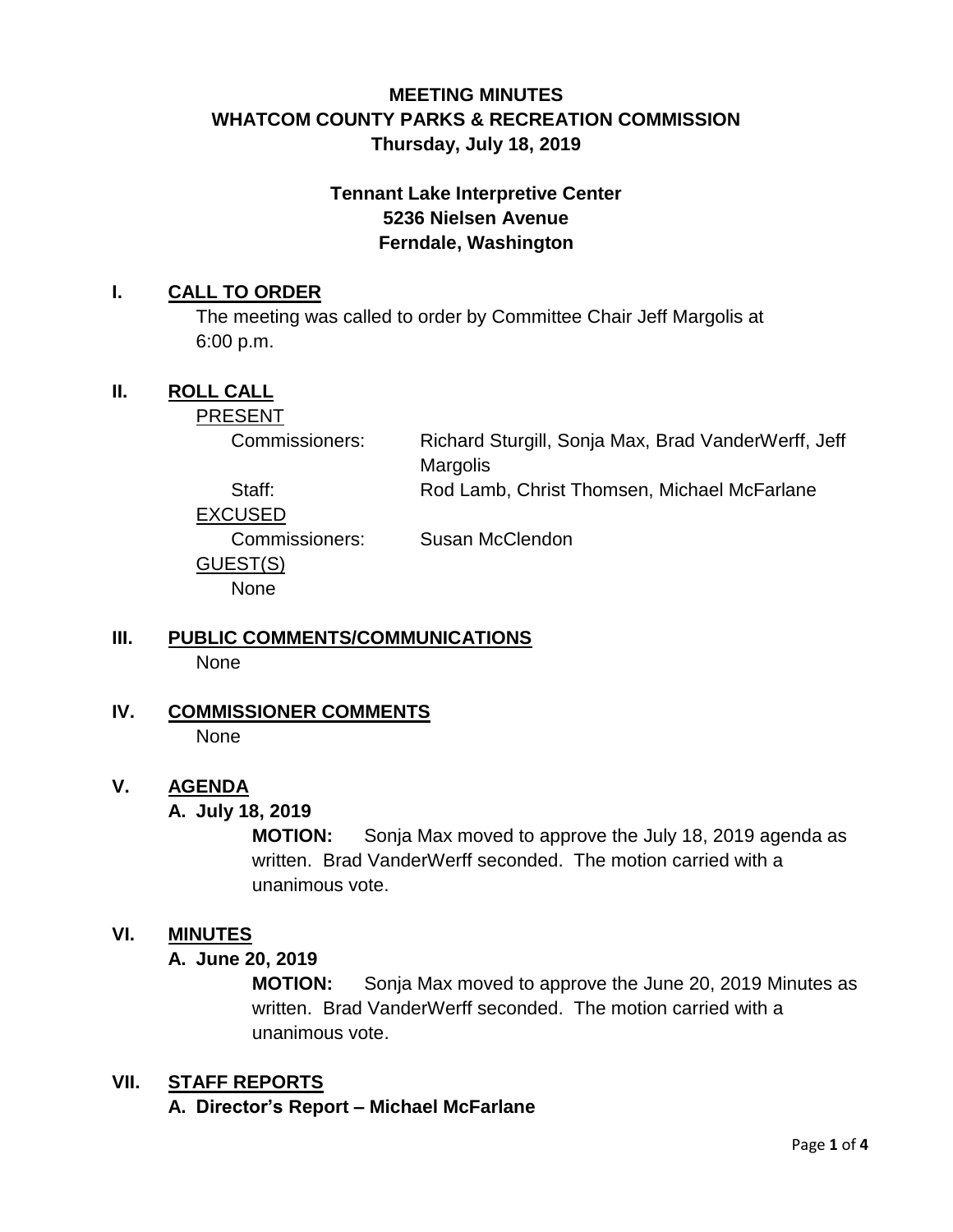# MEETING MINUTES
# WHATCOM COUNTY PARKS & RECREATION COMMISSION
# Thursday, July 18, 2019

## Tennant Lake Interpretive Center
## 5236 Nielsen Avenue
## Ferndale, Washington

## I. CALL TO ORDER

The meeting was called to order by Committee Chair Jeff Margolis at 6:00 p.m.

## II. ROLL CALL

PRESENT

Commissioners: Richard Sturgill, Sonja Max, Brad VanderWerff, Jeff Margolis

Staff: Rod Lamb, Christ Thomsen, Michael McFarlane

EXCUSED

Commissioners: Susan McClendon

GUEST(S)

None

## III. PUBLIC COMMENTS/COMMUNICATIONS

None

## IV. COMMISSIONER COMMENTS

None

## V. AGENDA

### A. July 18, 2019

**MOTION:** Sonja Max moved to approve the July 18, 2019 agenda as written. Brad VanderWerff seconded. The motion carried with a unanimous vote.

## VI. MINUTES

### A. June 20, 2019

**MOTION:** Sonja Max moved to approve the June 20, 2019 Minutes as written. Brad VanderWerff seconded. The motion carried with a unanimous vote.

## VII. STAFF REPORTS

### A. Director's Report – Michael McFarlane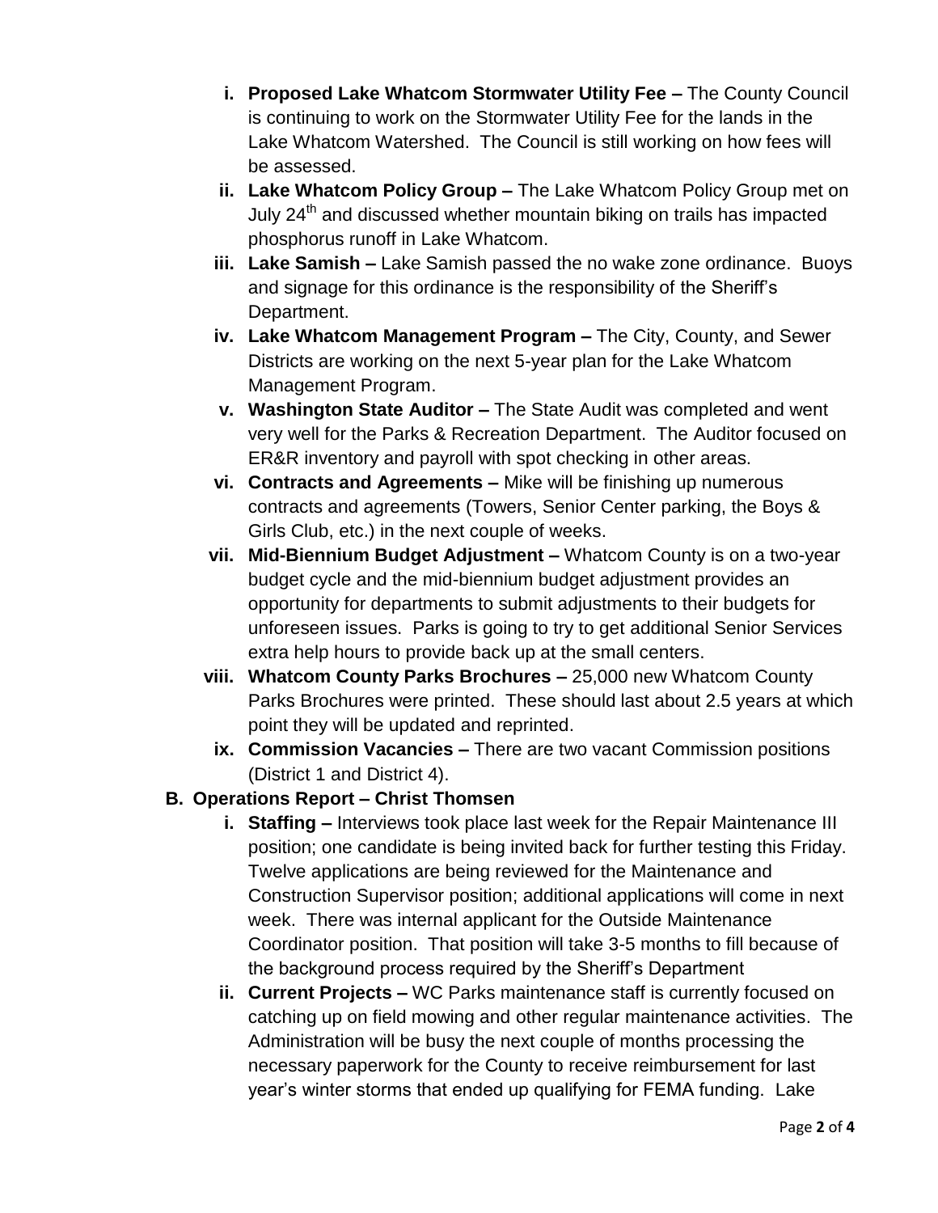i. **Proposed Lake Whatcom Stormwater Utility Fee –** The County Council is continuing to work on the Stormwater Utility Fee for the lands in the Lake Whatcom Watershed. The Council is still working on how fees will be assessed.

ii. **Lake Whatcom Policy Group –** The Lake Whatcom Policy Group met on July 24th and discussed whether mountain biking on trails has impacted phosphorus runoff in Lake Whatcom.

iii. **Lake Samish –** Lake Samish passed the no wake zone ordinance. Buoys and signage for this ordinance is the responsibility of the Sheriff's Department.

iv. **Lake Whatcom Management Program –** The City, County, and Sewer Districts are working on the next 5-year plan for the Lake Whatcom Management Program.

v. **Washington State Auditor –** The State Audit was completed and went very well for the Parks & Recreation Department. The Auditor focused on ER&R inventory and payroll with spot checking in other areas.

vi. **Contracts and Agreements –** Mike will be finishing up numerous contracts and agreements (Towers, Senior Center parking, the Boys & Girls Club, etc.) in the next couple of weeks.

vii. **Mid-Biennium Budget Adjustment –** Whatcom County is on a two-year budget cycle and the mid-biennium budget adjustment provides an opportunity for departments to submit adjustments to their budgets for unforeseen issues. Parks is going to try to get additional Senior Services extra help hours to provide back up at the small centers.

viii. **Whatcom County Parks Brochures –** 25,000 new Whatcom County Parks Brochures were printed. These should last about 2.5 years at which point they will be updated and reprinted.

ix. **Commission Vacancies –** There are two vacant Commission positions (District 1 and District 4).

**B. Operations Report – Christ Thomsen**

i. **Staffing –** Interviews took place last week for the Repair Maintenance III position; one candidate is being invited back for further testing this Friday. Twelve applications are being reviewed for the Maintenance and Construction Supervisor position; additional applications will come in next week. There was internal applicant for the Outside Maintenance Coordinator position. That position will take 3-5 months to fill because of the background process required by the Sheriff's Department

ii. **Current Projects –** WC Parks maintenance staff is currently focused on catching up on field mowing and other regular maintenance activities. The Administration will be busy the next couple of months processing the necessary paperwork for the County to receive reimbursement for last year's winter storms that ended up qualifying for FEMA funding. Lake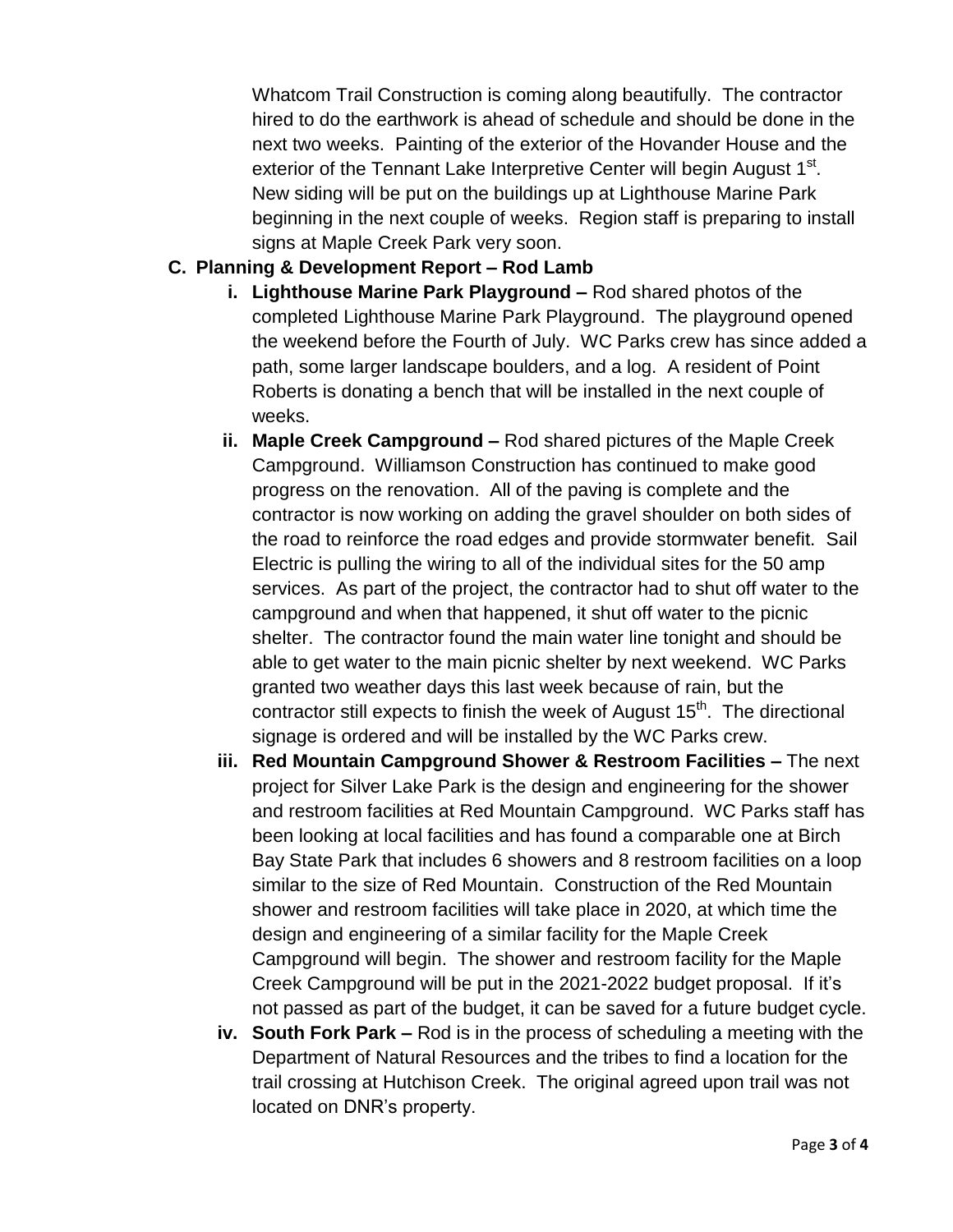Whatcom Trail Construction is coming along beautifully. The contractor hired to do the earthwork is ahead of schedule and should be done in the next two weeks. Painting of the exterior of the Hovander House and the exterior of the Tennant Lake Interpretive Center will begin August 1st. New siding will be put on the buildings up at Lighthouse Marine Park beginning in the next couple of weeks. Region staff is preparing to install signs at Maple Creek Park very soon.

**C. Planning & Development Report – Rod Lamb**

- **i. Lighthouse Marine Park Playground –** Rod shared photos of the completed Lighthouse Marine Park Playground. The playground opened the weekend before the Fourth of July. WC Parks crew has since added a path, some larger landscape boulders, and a log. A resident of Point Roberts is donating a bench that will be installed in the next couple of weeks.
- **ii. Maple Creek Campground –** Rod shared pictures of the Maple Creek Campground. Williamson Construction has continued to make good progress on the renovation. All of the paving is complete and the contractor is now working on adding the gravel shoulder on both sides of the road to reinforce the road edges and provide stormwater benefit. Sail Electric is pulling the wiring to all of the individual sites for the 50 amp services. As part of the project, the contractor had to shut off water to the campground and when that happened, it shut off water to the picnic shelter. The contractor found the main water line tonight and should be able to get water to the main picnic shelter by next weekend. WC Parks granted two weather days this last week because of rain, but the contractor still expects to finish the week of August 15th. The directional signage is ordered and will be installed by the WC Parks crew.
- **iii. Red Mountain Campground Shower & Restroom Facilities –** The next project for Silver Lake Park is the design and engineering for the shower and restroom facilities at Red Mountain Campground. WC Parks staff has been looking at local facilities and has found a comparable one at Birch Bay State Park that includes 6 showers and 8 restroom facilities on a loop similar to the size of Red Mountain. Construction of the Red Mountain shower and restroom facilities will take place in 2020, at which time the design and engineering of a similar facility for the Maple Creek Campground will begin. The shower and restroom facility for the Maple Creek Campground will be put in the 2021-2022 budget proposal. If it's not passed as part of the budget, it can be saved for a future budget cycle.
- **iv. South Fork Park –** Rod is in the process of scheduling a meeting with the Department of Natural Resources and the tribes to find a location for the trail crossing at Hutchison Creek. The original agreed upon trail was not located on DNR's property.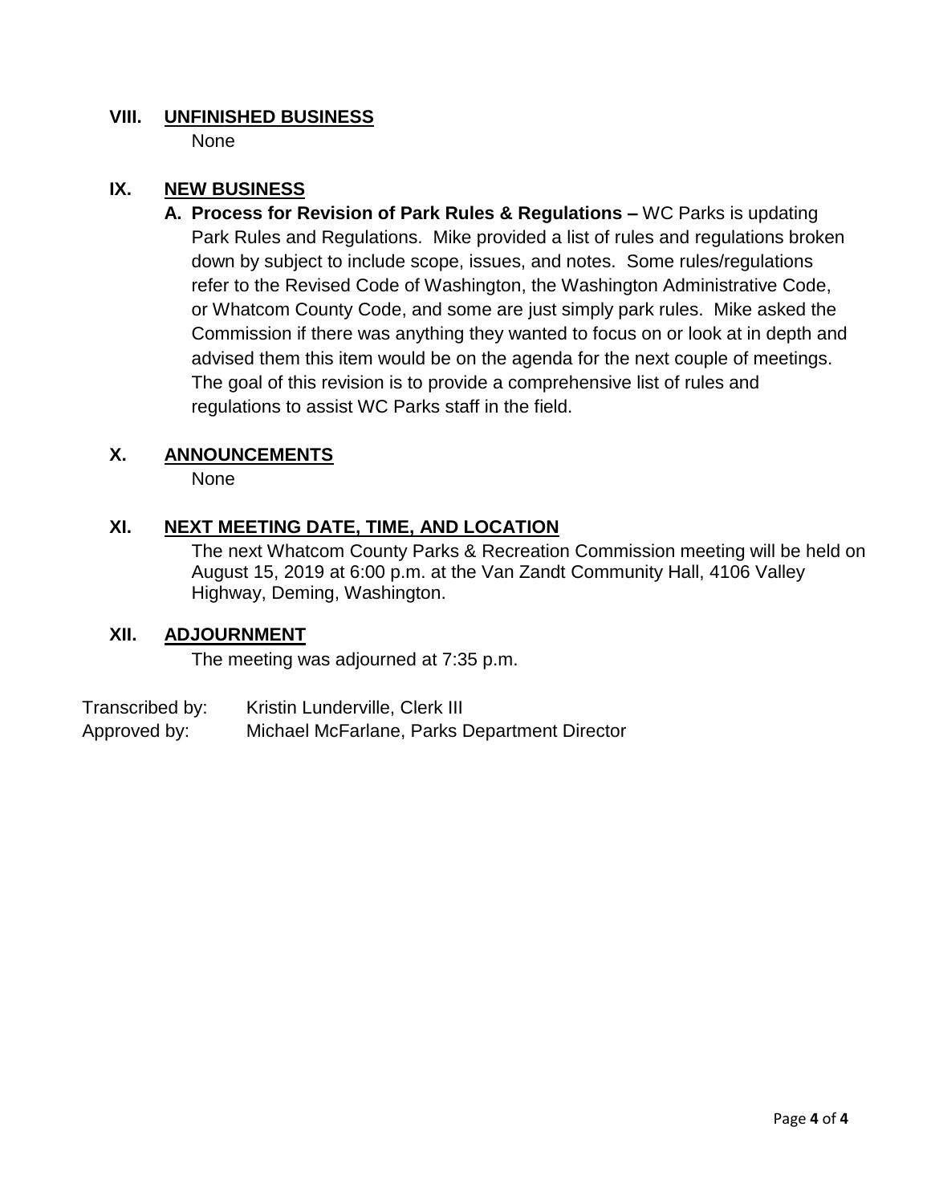## VIII. UNFINISHED BUSINESS

None

## IX. NEW BUSINESS

**A. Process for Revision of Park Rules & Regulations –** WC Parks is updating Park Rules and Regulations. Mike provided a list of rules and regulations broken down by subject to include scope, issues, and notes. Some rules/regulations refer to the Revised Code of Washington, the Washington Administrative Code, or Whatcom County Code, and some are just simply park rules. Mike asked the Commission if there was anything they wanted to focus on or look at in depth and advised them this item would be on the agenda for the next couple of meetings. The goal of this revision is to provide a comprehensive list of rules and regulations to assist WC Parks staff in the field.

## X. ANNOUNCEMENTS

None

## XI. NEXT MEETING DATE, TIME, AND LOCATION

The next Whatcom County Parks & Recreation Commission meeting will be held on August 15, 2019 at 6:00 p.m. at the Van Zandt Community Hall, 4106 Valley Highway, Deming, Washington.

## XII. ADJOURNMENT

The meeting was adjourned at 7:35 p.m.

Transcribed by: Kristin Lunderville, Clerk III
Approved by: Michael McFarlane, Parks Department Director